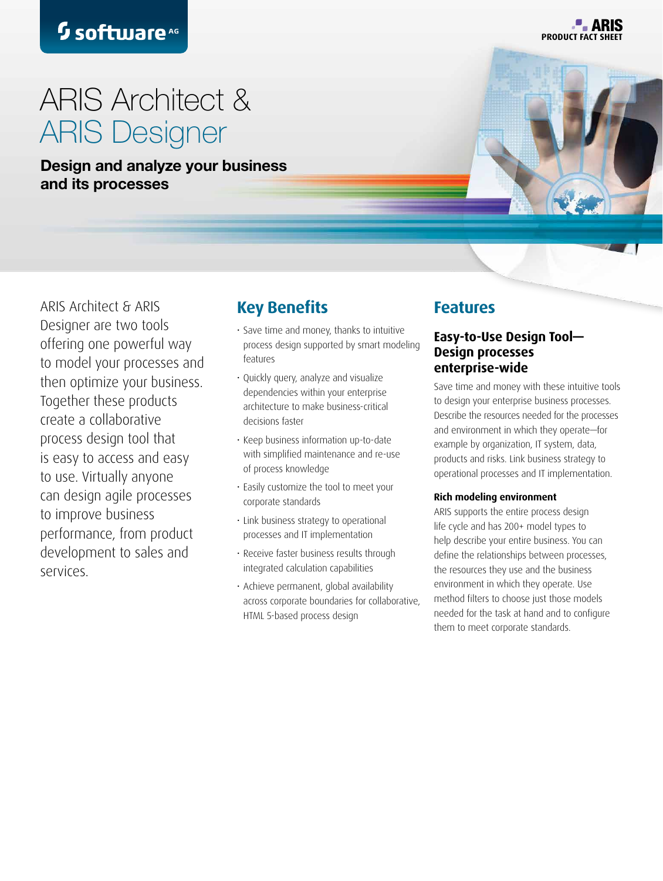# ARIS Architect & ARIS Designer

**Design and analyze your business and its processes**

ARIS Architect & ARIS Designer are two tools offering one powerful way to model your processes and then optimize your business. Together these products create a collaborative process design tool that is easy to access and easy to use. Virtually anyone can design agile processes to improve business performance, from product development to sales and services.

## Key Benefits

- Save time and money, thanks to intuitive process design supported by smart modeling features
- Quickly query, analyze and visualize dependencies within your enterprise architecture to make business-critical decisions faster
- Keep business information up-to-date with simplified maintenance and re-use of process knowledge
- Easily customize the tool to meet your corporate standards
- Link business strategy to operational processes and IT implementation
- Receive faster business results through integrated calculation capabilities
- Achieve permanent, global availability across corporate boundaries for collaborative, HTML 5-based process design

## Features

### Easy-to-Use Design Tool—Design processes enterprise-wide

Save time and money with these intuitive tools to design your enterprise business processes. Describe the resources needed for the processes and environment in which they operate—for example by organization, IT system, data, products and risks. Link business strategy to operational processes and IT implementation.

**Rich modeling environment**

ARIS supports the entire process design life cycle and has 200+ model types to help describe your entire business. You can define the relationships between processes, the resources they use and the business environment in which they operate. Use method filters to choose just those models needed for the task at hand and to configure them to meet corporate standards.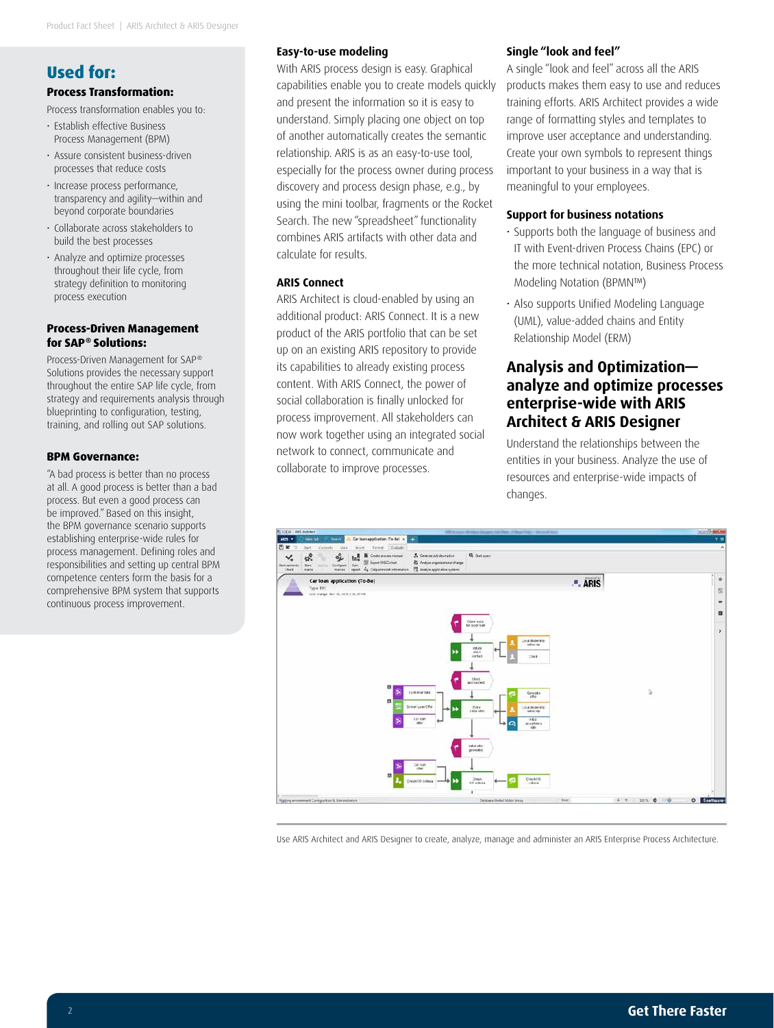## Used for:

### Process Transformation:

Process transformation enables you to:

- Establish effective Business Process Management (BPM)
- Assure consistent business-driven processes that reduce costs
- Increase process performance, transparency and agility—within and beyond corporate boundaries
- Collaborate across stakeholders to build the best processes
- Analyze and optimize processes throughout their life cycle, from strategy definition to monitoring process execution

### Process-Driven Management for SAP® Solutions:

Process-Driven Management for SAP® Solutions provides the necessary support throughout the entire SAP life cycle, from strategy and requirements analysis through blueprinting to configuration, testing, training, and rolling out SAP solutions.

### BPM Governance:

"A bad process is better than no process at all. A good process is better than a bad process. But even a good process can be improved." Based on this insight, the BPM governance scenario supports establishing enterprise-wide rules for process management. Defining roles and responsibilities and setting up central BPM competence centers form the basis for a comprehensive BPM system that supports continuous process improvement.

### Easy-to-use modeling

With ARIS process design is easy. Graphical capabilities enable you to create models quickly and present the information so it is easy to understand. Simply placing one object on top of another automatically creates the semantic relationship. ARIS is as an easy-to-use tool, especially for the process owner during process discovery and process design phase, e.g., by using the mini toolbar, fragments or the Rocket Search. The new "spreadsheet" functionality combines ARIS artifacts with other data and calculate for results.

### ARIS Connect

ARIS Architect is cloud-enabled by using an additional product: ARIS Connect. It is a new product of the ARIS portfolio that can be set up on an existing ARIS repository to provide its capabilities to already existing process content. With ARIS Connect, the power of social collaboration is finally unlocked for process improvement. All stakeholders can now work together using an integrated social network to connect, communicate and collaborate to improve processes.

### Single "look and feel"

A single "look and feel" across all the ARIS products makes them easy to use and reduces training efforts. ARIS Architect provides a wide range of formatting styles and templates to improve user acceptance and understanding. Create your own symbols to represent things important to your business in a way that is meaningful to your employees.

### Support for business notations

- Supports both the language of business and IT with Event-driven Process Chains (EPC) or the more technical notation, Business Process Modeling Notation (BPMN™)
- Also supports Unified Modeling Language (UML), value-added chains and Entity Relationship Model (ERM)

## Analysis and Optimization—analyze and optimize processes enterprise-wide with ARIS Architect & ARIS Designer

Understand the relationships between the entities in your business. Analyze the use of resources and enterprise-wide impacts of changes.

Use ARIS Architect and ARIS Designer to create, analyze, manage and administer an ARIS Enterprise Process Architecture.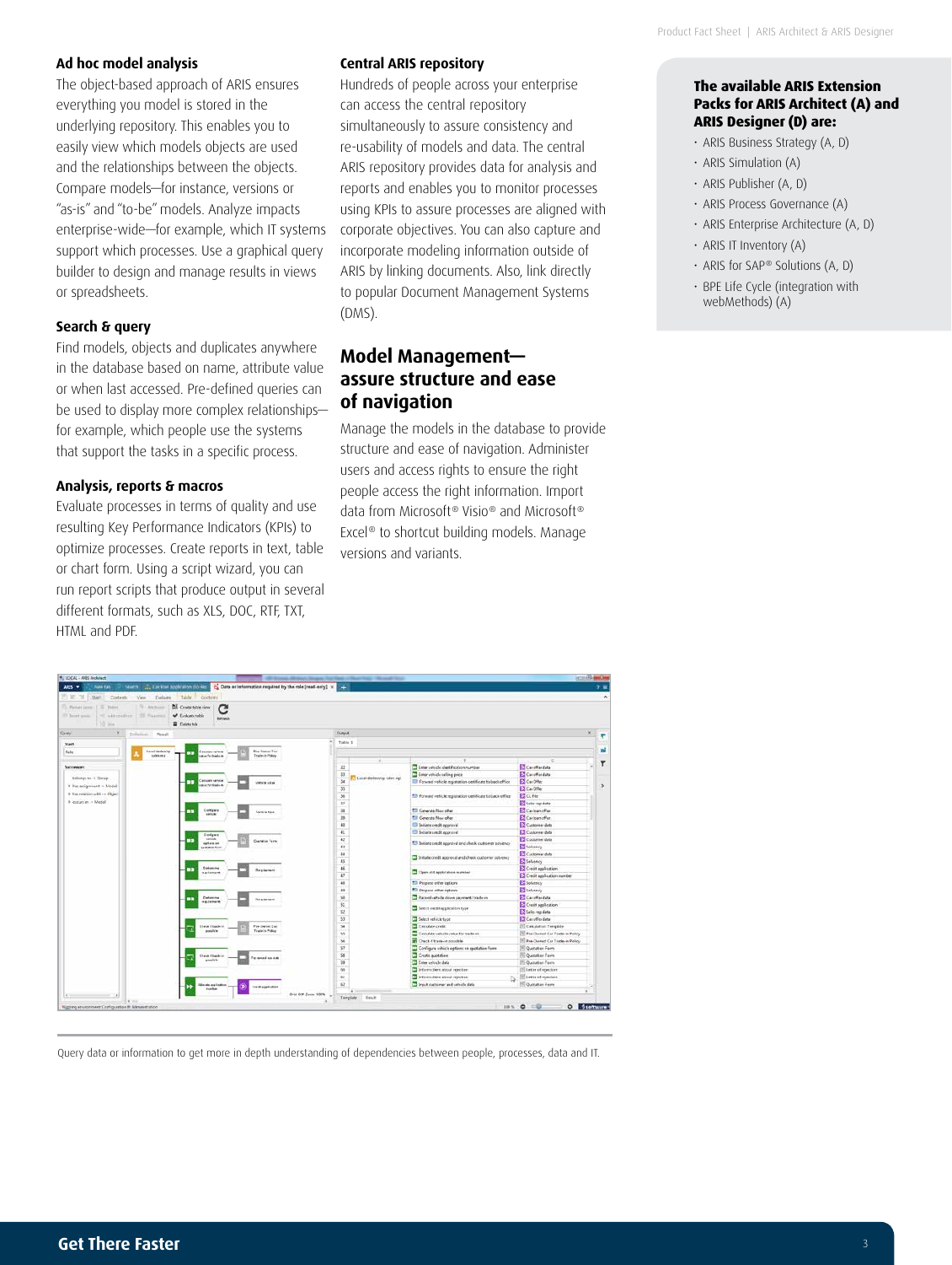### Ad hoc model analysis

The object-based approach of ARIS ensures everything you model is stored in the underlying repository. This enables you to easily view which models objects are used and the relationships between the objects. Compare models—for instance, versions or "as-is" and "to-be" models. Analyze impacts enterprise-wide—for example, which IT systems support which processes. Use a graphical query builder to design and manage results in views or spreadsheets.

### Search & query

Find models, objects and duplicates anywhere in the database based on name, attribute value or when last accessed. Pre-defined queries can be used to display more complex relationships—for example, which people use the systems that support the tasks in a specific process.

### Analysis, reports & macros

Evaluate processes in terms of quality and use resulting Key Performance Indicators (KPIs) to optimize processes. Create reports in text, table or chart form. Using a script wizard, you can run report scripts that produce output in several different formats, such as XLS, DOC, RTF, TXT, HTML and PDF.

### Central ARIS repository

Hundreds of people across your enterprise can access the central repository simultaneously to assure consistency and re-usability of models and data. The central ARIS repository provides data for analysis and reports and enables you to monitor processes using KPIs to assure processes are aligned with corporate objectives. You can also capture and incorporate modeling information outside of ARIS by linking documents. Also, link directly to popular Document Management Systems (DMS).

## Model Management—assure structure and ease of navigation

Manage the models in the database to provide structure and ease of navigation. Administer users and access rights to ensure the right people access the right information. Import data from Microsoft® Visio® and Microsoft® Excel® to shortcut building models. Manage versions and variants.

### The available ARIS Extension Packs for ARIS Architect (A) and ARIS Designer (D) are:

- ARIS Business Strategy (A, D)
- ARIS Simulation (A)
- ARIS Publisher (A, D)
- ARIS Process Governance (A)
- ARIS Enterprise Architecture (A, D)
- ARIS IT Inventory (A)
- ARIS for SAP® Solutions (A, D)
- BPE Life Cycle (integration with webMethods) (A)

Query data or information to get more in depth understanding of dependencies between people, processes, data and IT.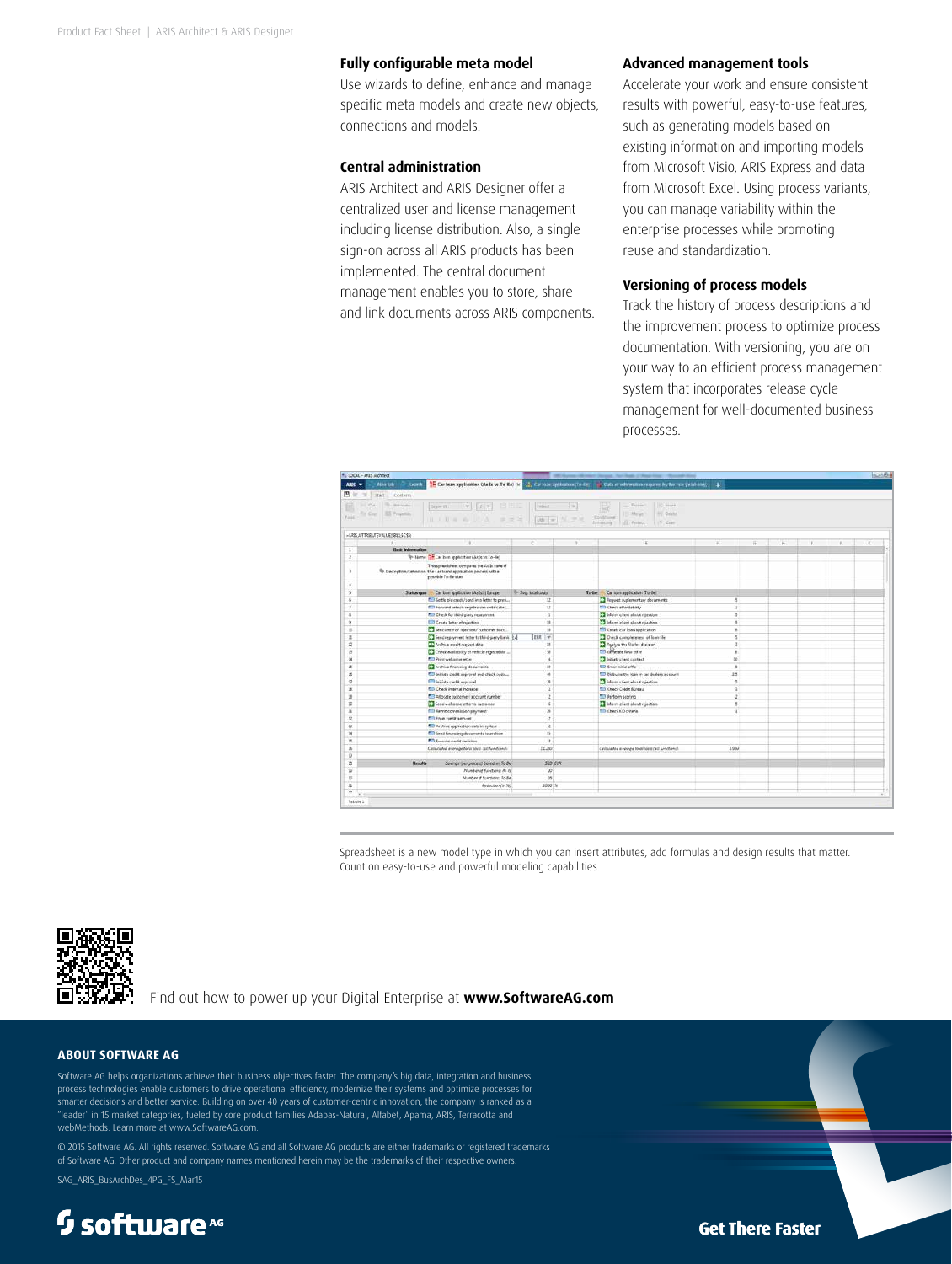### Fully configurable meta model

Use wizards to define, enhance and manage specific meta models and create new objects, connections and models.

### Central administration

ARIS Architect and ARIS Designer offer a centralized user and license management including license distribution. Also, a single sign-on across all ARIS products has been implemented. The central document management enables you to store, share and link documents across ARIS components.

### Advanced management tools

Accelerate your work and ensure consistent results with powerful, easy-to-use features, such as generating models based on existing information and importing models from Microsoft Visio, ARIS Express and data from Microsoft Excel. Using process variants, you can manage variability within the enterprise processes while promoting reuse and standardization.

### Versioning of process models

Track the history of process descriptions and the improvement process to optimize process documentation. With versioning, you are on your way to an efficient process management system that incorporates release cycle management for well-documented business processes.

Spreadsheet is a new model type in which you can insert attributes, add formulas and design results that matter. Count on easy-to-use and powerful modeling capabilities.

Find out how to power up your Digital Enterprise at **www.SoftwareAG.com**

#### ABOUT SOFTWARE AG

Software AG helps organizations achieve their business objectives faster. The company's big data, integration and business process technologies enable customers to drive operational efficiency, modernize their systems and optimize processes for smarter decisions and better service. Building on over 40 years of customer-centric innovation, the company is ranked as a "leader" in 15 market categories, fueled by core product families Adabas-Natural, Alfabet, Apama, ARIS, Terracotta and webMethods. Learn more at www.SoftwareAG.com.

© 2015 Software AG. All rights reserved. Software AG and all Software AG products are either trademarks or registered trademarks of Software AG. Other product and company names mentioned herein may be the trademarks of their respective owners.

SAG_ARIS_BusArchDes_4PG_FS_Mar15

**Get There Faster**